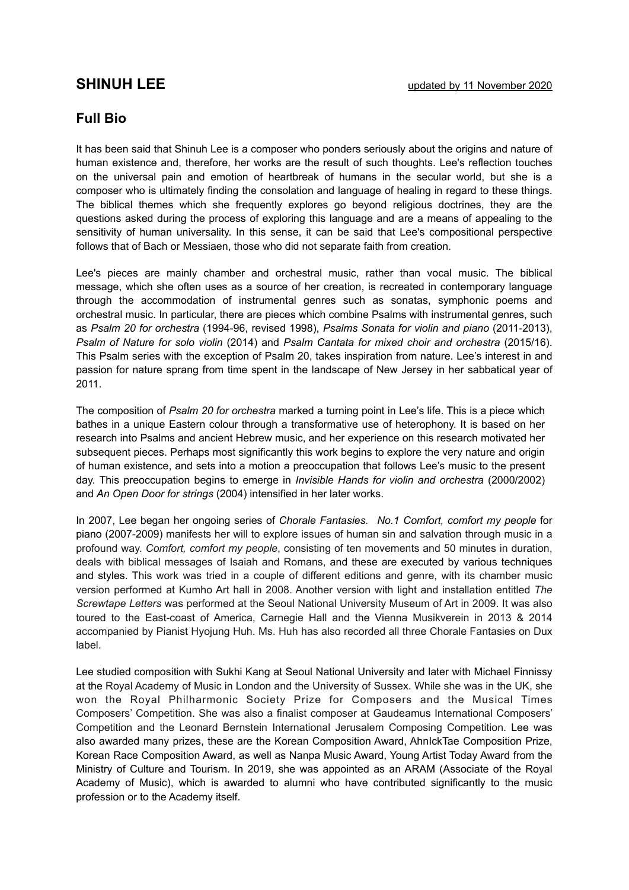# SHINUH LEE

updated by 11 November 2020

## Full Bio

It has been said that Shinuh Lee is a composer who ponders seriously about the origins and nature of human existence and, therefore, her works are the result of such thoughts. Lee's reflection touches on the universal pain and emotion of heartbreak of humans in the secular world, but she is a composer who is ultimately finding the consolation and language of healing in regard to these things. The biblical themes which she frequently explores go beyond religious doctrines, they are the questions asked during the process of exploring this language and are a means of appealing to the sensitivity of human universality. In this sense, it can be said that Lee's compositional perspective follows that of Bach or Messiaen, those who did not separate faith from creation.

Lee's pieces are mainly chamber and orchestral music, rather than vocal music. The biblical message, which she often uses as a source of her creation, is recreated in contemporary language through the accommodation of instrumental genres such as sonatas, symphonic poems and orchestral music. In particular, there are pieces which combine Psalms with instrumental genres, such as *Psalm 20 for orchestra* (1994-96, revised 1998), *Psalms Sonata for violin and piano* (2011-2013), *Psalm of Nature for solo violin* (2014) and *Psalm Cantata for mixed choir and orchestra* (2015/16). This Psalm series with the exception of Psalm 20, takes inspiration from nature. Lee's interest in and passion for nature sprang from time spent in the landscape of New Jersey in her sabbatical year of 2011.

The composition of *Psalm 20 for orchestra* marked a turning point in Lee's life. This is a piece which bathes in a unique Eastern colour through a transformative use of heterophony. It is based on her research into Psalms and ancient Hebrew music, and her experience on this research motivated her subsequent pieces. Perhaps most significantly this work begins to explore the very nature and origin of human existence, and sets into a motion a preoccupation that follows Lee's music to the present day. This preoccupation begins to emerge in *Invisible Hands for violin and orchestra* (2000/2002) and *An Open Door for strings* (2004) intensified in her later works.

In 2007, Lee began her ongoing series of *Chorale Fantasies*. *No.1 Comfort, comfort my people* for piano (2007-2009) manifests her will to explore issues of human sin and salvation through music in a profound way. *Comfort, comfort my people*, consisting of ten movements and 50 minutes in duration, deals with biblical messages of Isaiah and Romans, and these are executed by various techniques and styles. This work was tried in a couple of different editions and genre, with its chamber music version performed at Kumho Art hall in 2008. Another version with light and installation entitled *The Screwtape Letters* was performed at the Seoul National University Museum of Art in 2009. It was also toured to the East-coast of America, Carnegie Hall and the Vienna Musikverein in 2013 & 2014 accompanied by Pianist Hyojung Huh. Ms. Huh has also recorded all three Chorale Fantasies on Dux label.

Lee studied composition with Sukhi Kang at Seoul National University and later with Michael Finnissy at the Royal Academy of Music in London and the University of Sussex. While she was in the UK, she won the Royal Philharmonic Society Prize for Composers and the Musical Times Composers' Competition. She was also a finalist composer at Gaudeamus International Composers' Competition and the Leonard Bernstein International Jerusalem Composing Competition. Lee was also awarded many prizes, these are the Korean Composition Award, AhnIckTae Composition Prize, Korean Race Composition Award, as well as Nanpa Music Award, Young Artist Today Award from the Ministry of Culture and Tourism. In 2019, she was appointed as an ARAM (Associate of the Royal Academy of Music), which is awarded to alumni who have contributed significantly to the music profession or to the Academy itself.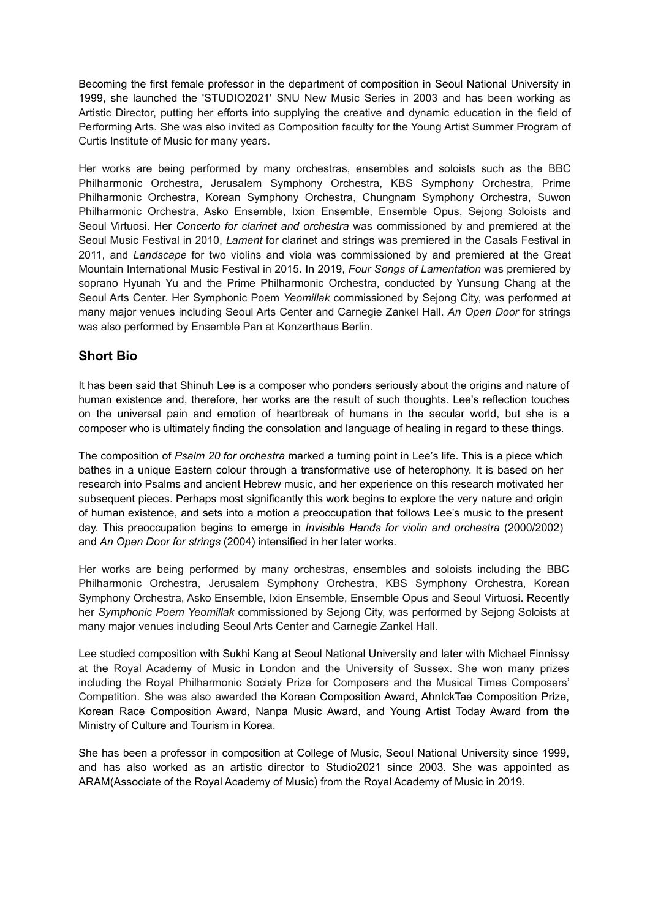Becoming the first female professor in the department of composition in Seoul National University in 1999, she launched the 'STUDIO2021' SNU New Music Series in 2003 and has been working as Artistic Director, putting her efforts into supplying the creative and dynamic education in the field of Performing Arts. She was also invited as Composition faculty for the Young Artist Summer Program of Curtis Institute of Music for many years.

Her works are being performed by many orchestras, ensembles and soloists such as the BBC Philharmonic Orchestra, Jerusalem Symphony Orchestra, KBS Symphony Orchestra, Prime Philharmonic Orchestra, Korean Symphony Orchestra, Chungnam Symphony Orchestra, Suwon Philharmonic Orchestra, Asko Ensemble, Ixion Ensemble, Ensemble Opus, Sejong Soloists and Seoul Virtuosi. Her *Concerto for clarinet and orchestra* was commissioned by and premiered at the Seoul Music Festival in 2010, *Lament* for clarinet and strings was premiered in the Casals Festival in 2011, and *Landscape* for two violins and viola was commissioned by and premiered at the Great Mountain International Music Festival in 2015. In 2019, *Four Songs of Lamentation* was premiered by soprano Hyunah Yu and the Prime Philharmonic Orchestra, conducted by Yunsung Chang at the Seoul Arts Center. Her Symphonic Poem *Yeomillak* commissioned by Sejong City, was performed at many major venues including Seoul Arts Center and Carnegie Zankel Hall. *An Open Door* for strings was also performed by Ensemble Pan at Konzerthaus Berlin.

## Short Bio

It has been said that Shinuh Lee is a composer who ponders seriously about the origins and nature of human existence and, therefore, her works are the result of such thoughts. Lee's reflection touches on the universal pain and emotion of heartbreak of humans in the secular world, but she is a composer who is ultimately finding the consolation and language of healing in regard to these things.

The composition of *Psalm 20 for orchestra* marked a turning point in Lee's life. This is a piece which bathes in a unique Eastern colour through a transformative use of heterophony. It is based on her research into Psalms and ancient Hebrew music, and her experience on this research motivated her subsequent pieces. Perhaps most significantly this work begins to explore the very nature and origin of human existence, and sets into a motion a preoccupation that follows Lee's music to the present day. This preoccupation begins to emerge in *Invisible Hands for violin and orchestra* (2000/2002) and *An Open Door for strings* (2004) intensified in her later works.

Her works are being performed by many orchestras, ensembles and soloists including the BBC Philharmonic Orchestra, Jerusalem Symphony Orchestra, KBS Symphony Orchestra, Korean Symphony Orchestra, Asko Ensemble, Ixion Ensemble, Ensemble Opus and Seoul Virtuosi. Recently her *Symphonic Poem Yeomillak* commissioned by Sejong City, was performed by Sejong Soloists at many major venues including Seoul Arts Center and Carnegie Zankel Hall.

Lee studied composition with Sukhi Kang at Seoul National University and later with Michael Finnissy at the Royal Academy of Music in London and the University of Sussex. She won many prizes including the Royal Philharmonic Society Prize for Composers and the Musical Times Composers' Competition. She was also awarded the Korean Composition Award, AhnIckTae Composition Prize, Korean Race Composition Award, Nanpa Music Award, and Young Artist Today Award from the Ministry of Culture and Tourism in Korea.

She has been a professor in composition at College of Music, Seoul National University since 1999, and has also worked as an artistic director to Studio2021 since 2003. She was appointed as ARAM(Associate of the Royal Academy of Music) from the Royal Academy of Music in 2019.